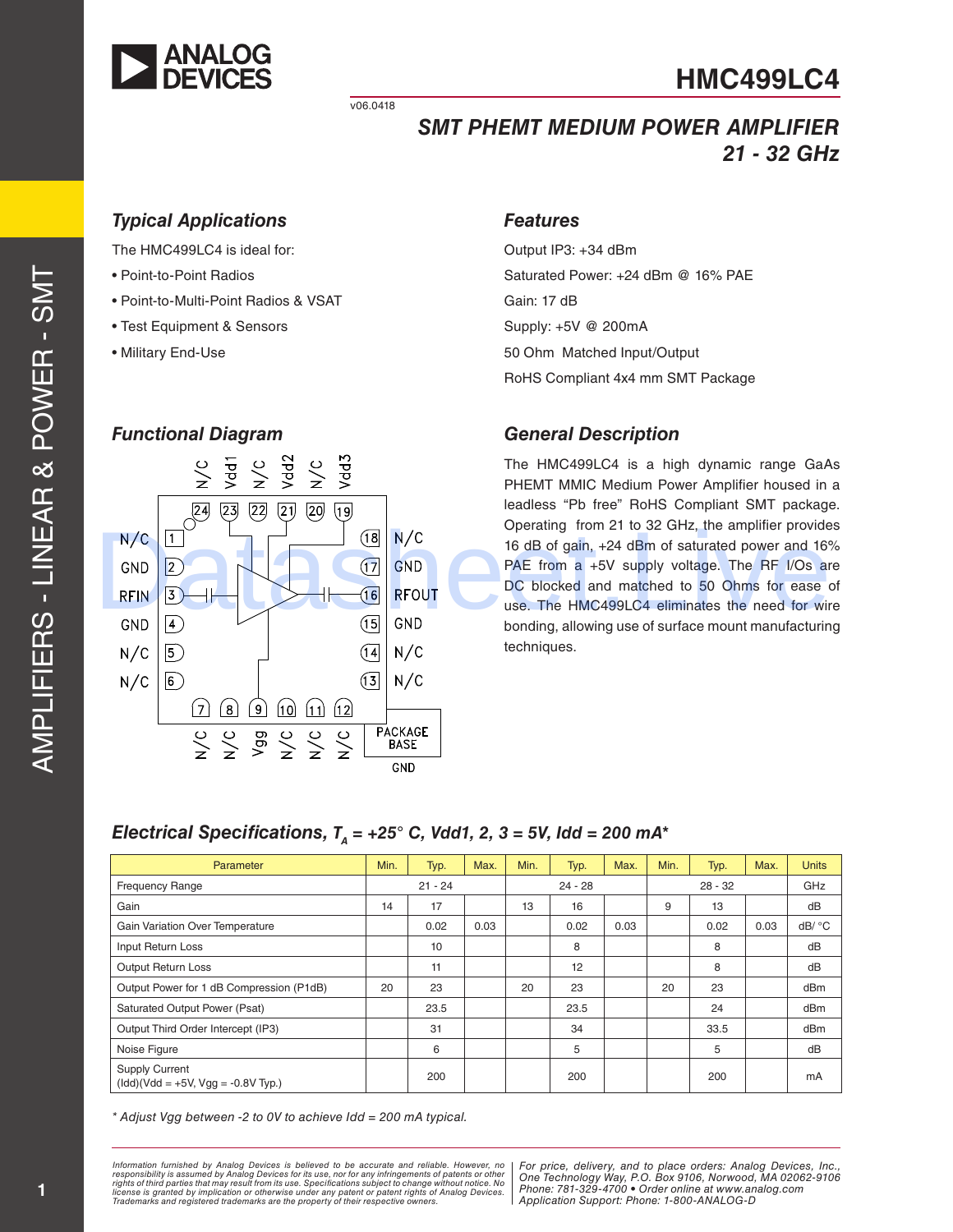# HMC499LC4

v06.0418

## SMT PHEMT MEDIUM POWER AMPLIFIER 21 - 32 GHz

### Typical Applications

The HMC499LC4 is ideal for:

- Point-to-Point Radios
- Point-to-Multi-Point Radios & VSAT
- Test Equipment & Sensors
- Military End-Use

### Features

Output IP3: +34 dBm

Saturated Power: +24 dBm @ 16% PAE

Gain: 17 dB

Supply: +5V @ 200mA

50 Ohm Matched Input/Output

RoHS Compliant 4x4 mm SMT Package

### Functional Diagram

| Pin | Function | Pin | Function |
|---|---|---|---|
| 1 | N/C | 13 | N/C |
| 2 | GND | 14 | N/C |
| 3 | RFIN | 15 | GND |
| 4 | GND | 16 | RFOUT |
| 5 | N/C | 17 | GND |
| 6 | N/C | 18 | N/C |
| 7 | N/C | 19 | Vdd3 |
| 8 | N/C | 20 | N/C |
| 9 | Vgg | 21 | Vdd2 |
| 10 | N/C | 22 | N/C |
| 11 | N/C | 23 | Vdd1 |
| 12 | N/C | 24 | N/C |

PACKAGE BASE: GND

### General Description

The HMC499LC4 is a high dynamic range GaAs PHEMT MMIC Medium Power Amplifier housed in a leadless "Pb free" RoHS Compliant SMT package. Operating from 21 to 32 GHz, the amplifier provides 16 dB of gain, +24 dBm of saturated power and 16% PAE from a +5V supply voltage. The RF I/Os are DC blocked and matched to 50 Ohms for ease of use. The HMC499LC4 eliminates the need for wire bonding, allowing use of surface mount manufacturing techniques.

### Electrical Specifications, $T_A$ = +25° C, Vdd1, 2, 3 = 5V, Idd = 200 mA*

| Parameter | Min. | Typ. | Max. | Min. | Typ. | Max. | Min. | Typ. | Max. | Units |
|---|---|---|---|---|---|---|---|---|---|---|
| Frequency Range | | 21 - 24 | | | 24 - 28 | | | 28 - 32 | | GHz |
| Gain | 14 | 17 | | 13 | 16 | | 9 | 13 | | dB |
| Gain Variation Over Temperature | | 0.02 | 0.03 | | 0.02 | 0.03 | | 0.02 | 0.03 | dB/ °C |
| Input Return Loss | | 10 | | | 8 | | | 8 | | dB |
| Output Return Loss | | 11 | | | 12 | | | 8 | | dB |
| Output Power for 1 dB Compression (P1dB) | 20 | 23 | | 20 | 23 | | 20 | 23 | | dBm |
| Saturated Output Power (Psat) | | 23.5 | | | 23.5 | | | 24 | | dBm |
| Output Third Order Intercept (IP3) | | 31 | | | 34 | | | 33.5 | | dBm |
| Noise Figure | | 6 | | | 5 | | | 5 | | dB |
| Supply Current (Idd)(Vdd = +5V, Vgg = -0.8V Typ.) | | 200 | | | 200 | | | 200 | | mA |

*\* Adjust Vgg between -2 to 0V to achieve Idd = 200 mA typical.*

Information furnished by Analog Devices is believed to be accurate and reliable. However, no responsibility is assumed by Analog Devices for its use, nor for any infringements of patents or other rights of third parties that may result from its use. Specifications subject to change without notice. No license is granted by implication or otherwise under any patent or patent rights of Analog Devices. Trademarks and registered trademarks are the property of their respective owners.

For price, delivery, and to place orders: Analog Devices, Inc., One Technology Way, P.O. Box 9106, Norwood, MA 02062-9106
Phone: 781-329-4700 • Order online at www.analog.com
Application Support: Phone: 1-800-ANALOG-D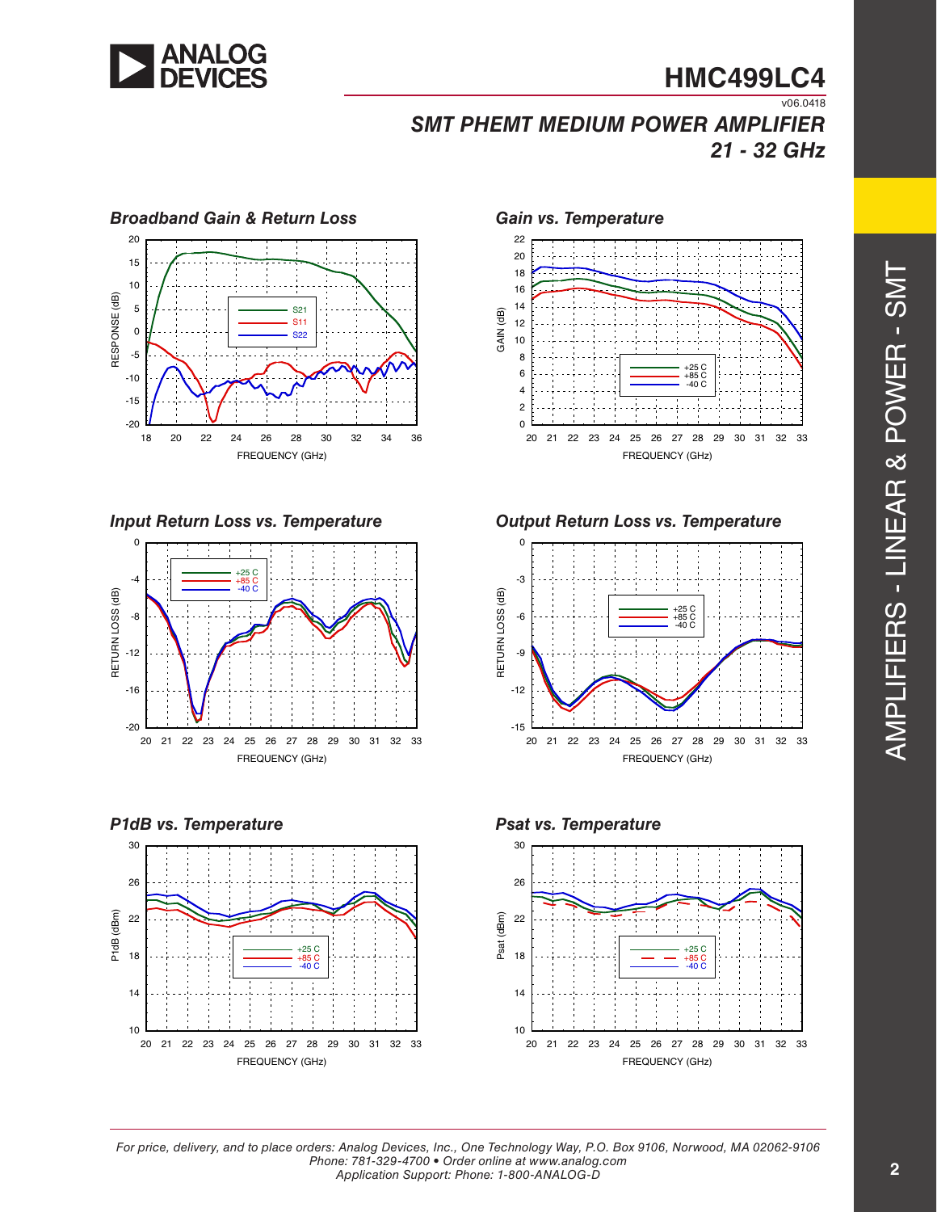## Broadband Gain & Return Loss

## Gain vs. Temperature

## Input Return Loss vs. Temperature

## Output Return Loss vs. Temperature

## P1dB vs. Temperature

## Psat vs. Temperature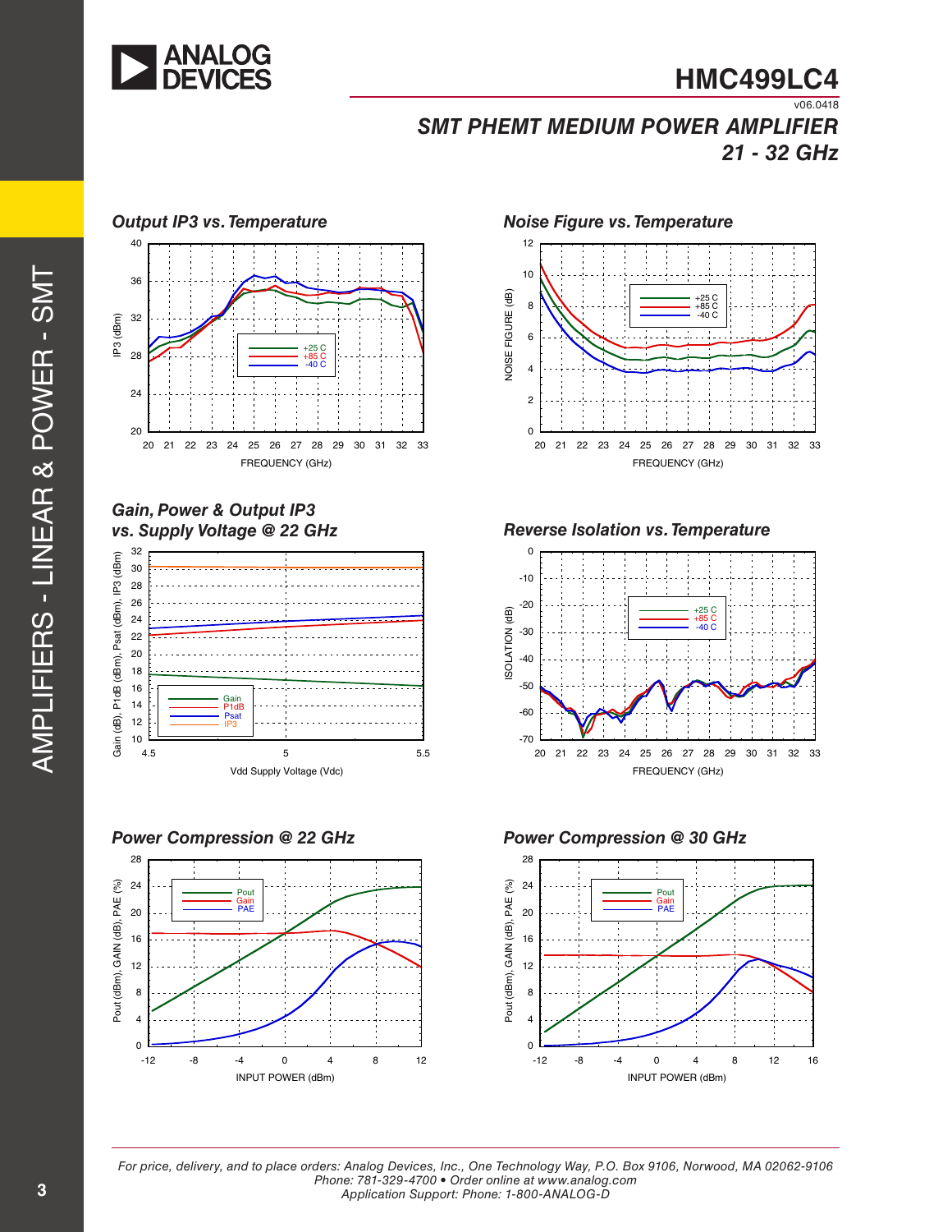### Output IP3 vs. Temperature

### Noise Figure vs. Temperature

### Gain, Power & Output IP3 vs. Supply Voltage @ 22 GHz

### Reverse Isolation vs. Temperature

### Power Compression @ 22 GHz

### Power Compression @ 30 GHz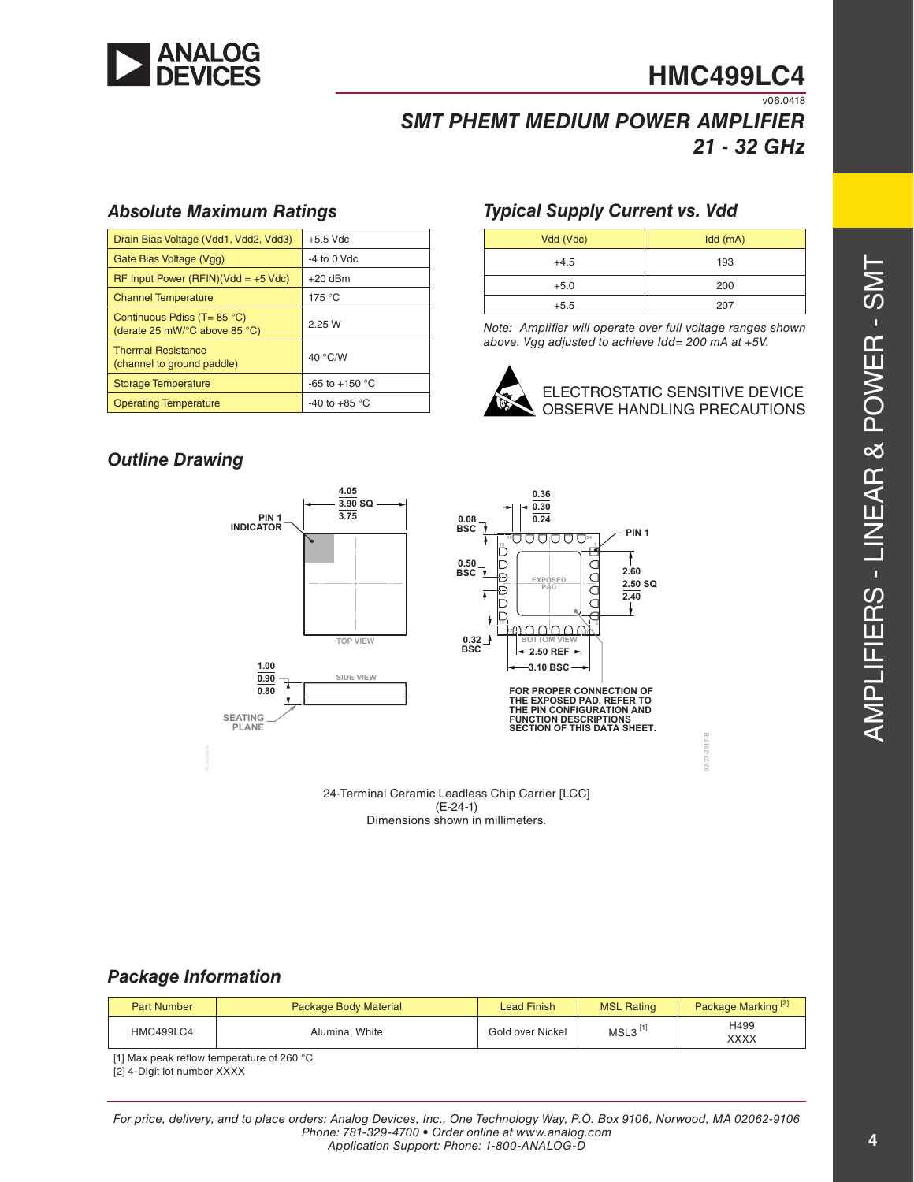# HMC499LC4

v06.0418

## SMT PHEMT MEDIUM POWER AMPLIFIER 21 - 32 GHz

### Absolute Maximum Ratings

| | |
|---|---|
| Drain Bias Voltage (Vdd1, Vdd2, Vdd3) | +5.5 Vdc |
| Gate Bias Voltage (Vgg) | -4 to 0 Vdc |
| RF Input Power (RFIN)(Vdd = +5 Vdc) | +20 dBm |
| Channel Temperature | 175 °C |
| Continuous Pdiss (T= 85 °C) (derate 25 mW/°C above 85 °C) | 2.25 W |
| Thermal Resistance (channel to ground paddle) | 40 °C/W |
| Storage Temperature | -65 to +150 °C |
| Operating Temperature | -40 to +85 °C |

### Typical Supply Current vs. Vdd

| Vdd (Vdc) | Idd (mA) |
|---|---|
| +4.5 | 193 |
| +5.0 | 200 |
| +5.5 | 207 |

*Note: Amplifier will operate over full voltage ranges shown above. Vgg adjusted to achieve Idd= 200 mA at +5V.*

ELECTROSTATIC SENSITIVE DEVICE
OBSERVE HANDLING PRECAUTIONS

### Outline Drawing

FOR PROPER CONNECTION OF THE EXPOSED PAD, REFER TO THE PIN CONFIGURATION AND FUNCTION DESCRIPTIONS SECTION OF THIS DATA SHEET.

24-Terminal Ceramic Leadless Chip Carrier [LCC]
(E-24-1)
Dimensions shown in millimeters.

### Package Information

| Part Number | Package Body Material | Lead Finish | MSL Rating | Package Marking [2] |
|---|---|---|---|---|
| HMC499LC4 | Alumina, White | Gold over Nickel | MSL3 [1] | H499 XXXX |

[1] Max peak reflow temperature of 260 °C
[2] 4-Digit lot number XXXX

*For price, delivery, and to place orders: Analog Devices, Inc., One Technology Way, P.O. Box 9106, Norwood, MA 02062-9106 Phone: 781-329-4700 • Order online at www.analog.com Application Support: Phone: 1-800-ANALOG-D*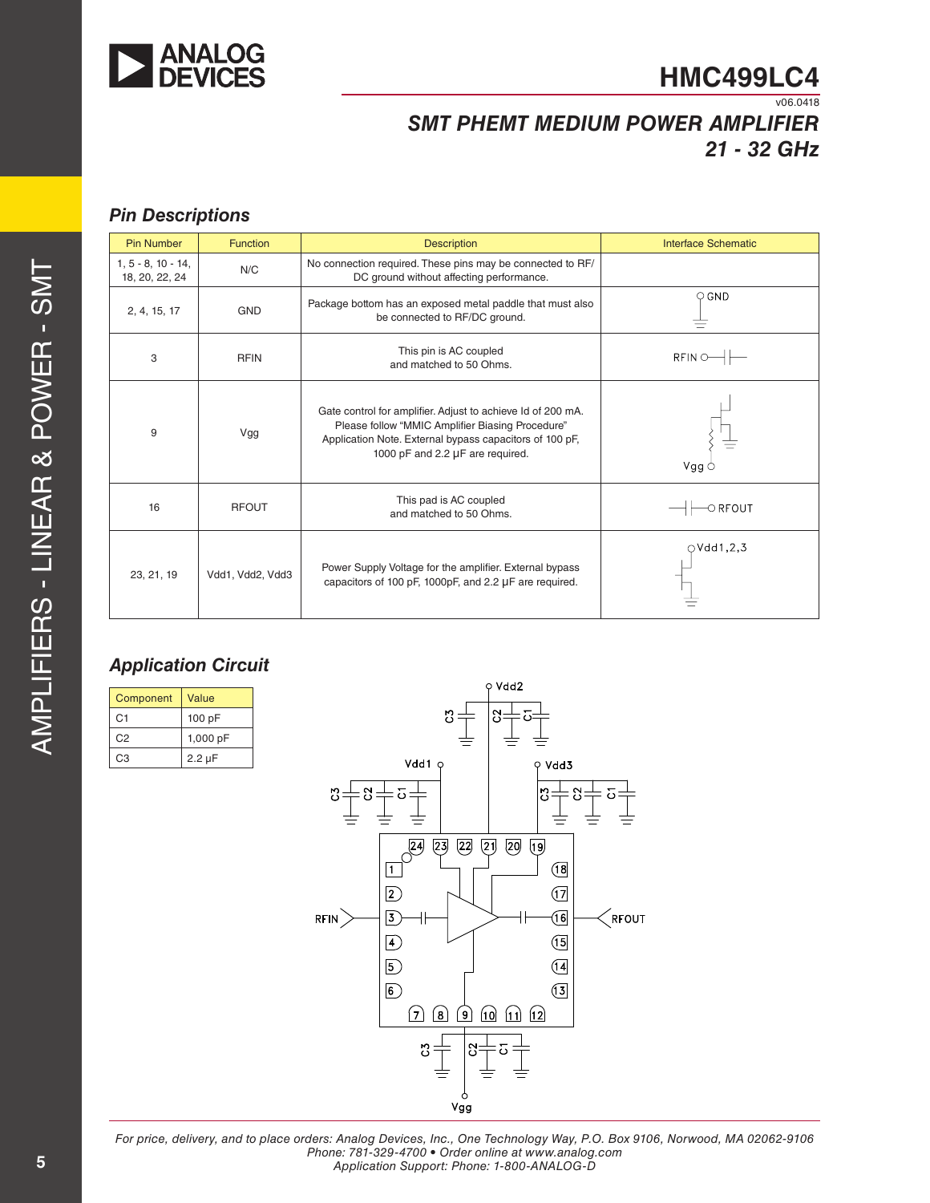# HMC499LC4

v06.0418

## *SMT PHEMT MEDIUM POWER AMPLIFIER 21 - 32 GHz*

## *Pin Descriptions*

| Pin Number | Function | Description | Interface Schematic |
|---|---|---|---|
| 1, 5 - 8, 10 - 14, 18, 20, 22, 24 | N/C | No connection required. These pins may be connected to RF/DC ground without affecting performance. | |
| 2, 4, 15, 17 | GND | Package bottom has an exposed metal paddle that must also be connected to RF/DC ground. | GND |
| 3 | RFIN | This pin is AC coupled and matched to 50 Ohms. | RFIN |
| 9 | Vgg | Gate control for amplifier. Adjust to achieve Id of 200 mA. Please follow "MMIC Amplifier Biasing Procedure" Application Note. External bypass capacitors of 100 pF, 1000 pF and 2.2 μF are required. | Vgg |
| 16 | RFOUT | This pad is AC coupled and matched to 50 Ohms. | RFOUT |
| 23, 21, 19 | Vdd1, Vdd2, Vdd3 | Power Supply Voltage for the amplifier. External bypass capacitors of 100 pF, 1000pF, and 2.2 μF are required. | Vdd1,2,3 |

## *Application Circuit*

| Component | Value |
|---|---|
| C1 | 100 pF |
| C2 | 1,000 pF |
| C3 | 2.2 μF |

*For price, delivery, and to place orders: Analog Devices, Inc., One Technology Way, P.O. Box 9106, Norwood, MA 02062-9106*
*Phone: 781-329-4700 • Order online at www.analog.com*
*Application Support: Phone: 1-800-ANALOG-D*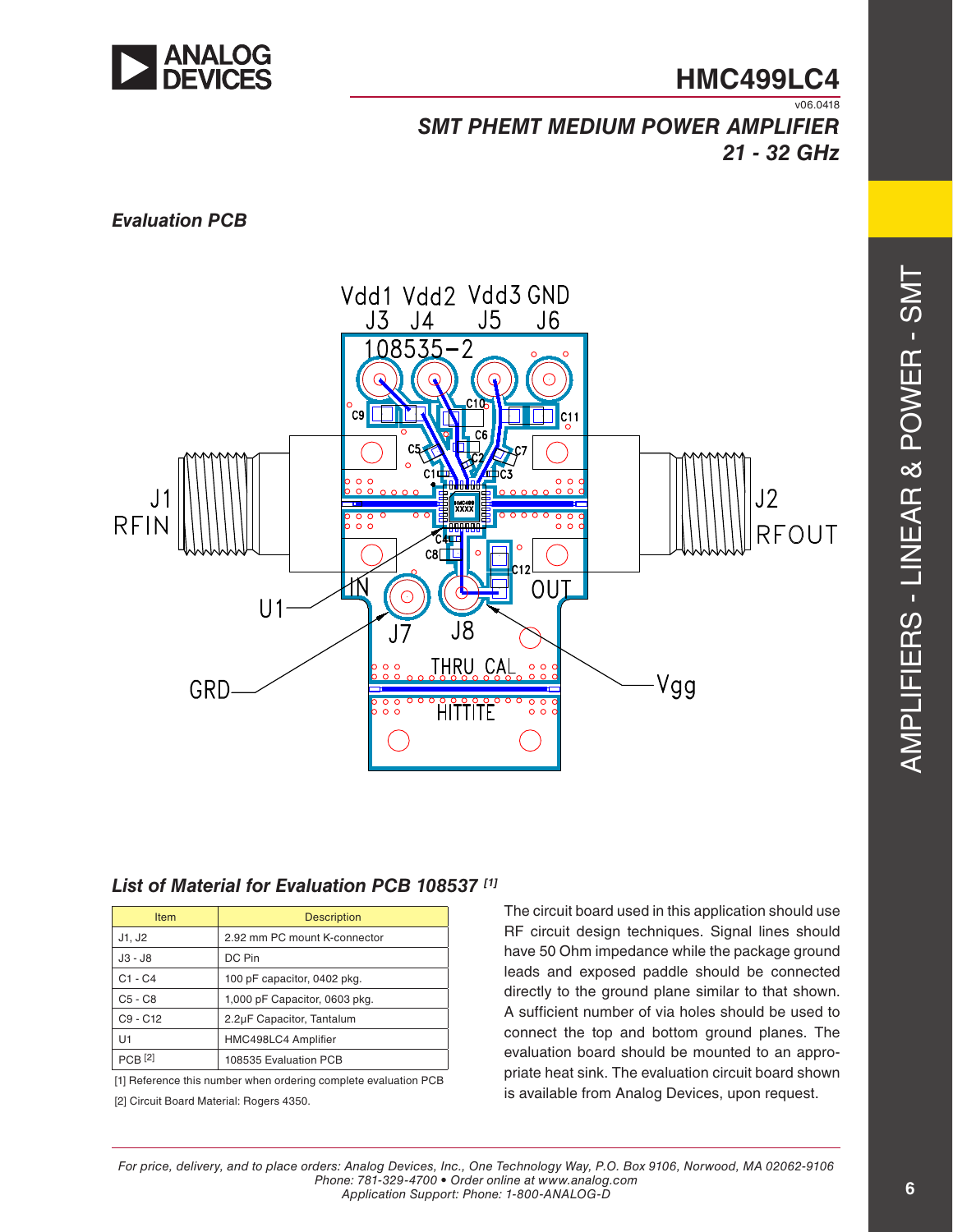## Evaluation PCB

Vdd1 Vdd2 Vdd3 GND
J3 J4 J5 J6
108535-2
J1
RFIN
J2
RFOUT
U1
GRD
Vgg
IN
OUT
J7
J8
THRU CAL
HITTITE

## List of Material for Evaluation PCB 108537 [1]

| Item | Description |
|---|---|
| J1, J2 | 2.92 mm PC mount K-connector |
| J3 - J8 | DC Pin |
| C1 - C4 | 100 pF capacitor, 0402 pkg. |
| C5 - C8 | 1,000 pF Capacitor, 0603 pkg. |
| C9 - C12 | 2.2µF Capacitor, Tantalum |
| U1 | HMC498LC4 Amplifier |
| PCB [2] | 108535 Evaluation PCB |

[1] Reference this number when ordering complete evaluation PCB

[2] Circuit Board Material: Rogers 4350.

The circuit board used in this application should use RF circuit design techniques. Signal lines should have 50 Ohm impedance while the package ground leads and exposed paddle should be connected directly to the ground plane similar to that shown. A sufficient number of via holes should be used to connect the top and bottom ground planes. The evaluation board should be mounted to an appropriate heat sink. The evaluation circuit board shown is available from Analog Devices, upon request.